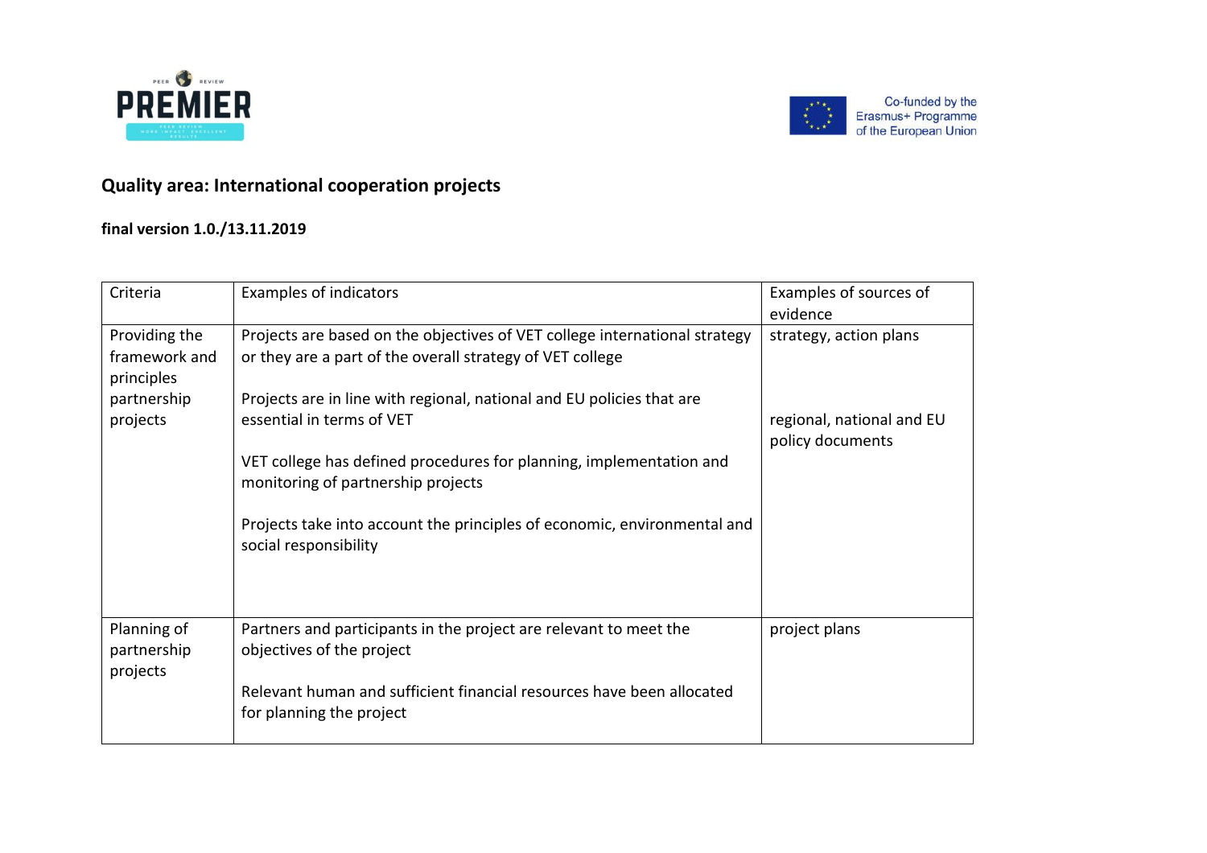## Quality area: International cooperation projects

**final version 1.0./13.11.2019**

| Criteria | Examples of indicators | Examples of sources of evidence |
|---|---|---|
| Providing the framework and principles partnership projects | Projects are based on the objectives of VET college international strategy or they are a part of the overall strategy of VET college<br><br>Projects are in line with regional, national and EU policies that are essential in terms of VET<br><br>VET college has defined procedures for planning, implementation and monitoring of partnership projects<br><br>Projects take into account the principles of economic, environmental and social responsibility | strategy, action plans<br><br>regional, national and EU policy documents |
| Planning of partnership projects | Partners and participants in the project are relevant to meet the objectives of the project<br><br>Relevant human and sufficient financial resources have been allocated for planning the project | project plans |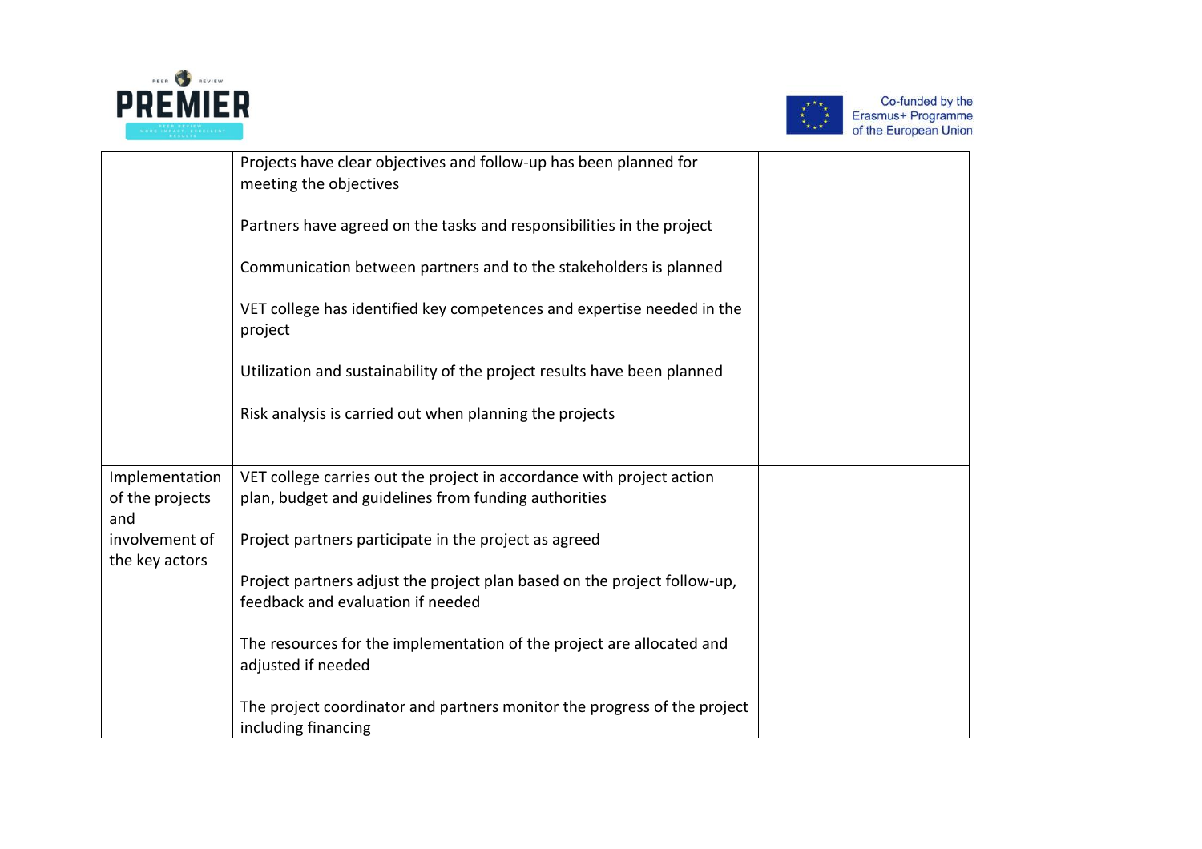|  |  |  |
|---|---|---|
|  | Projects have clear objectives and follow-up has been planned for meeting the objectives<br><br>Partners have agreed on the tasks and responsibilities in the project<br><br>Communication between partners and to the stakeholders is planned<br><br>VET college has identified key competences and expertise needed in the project<br><br>Utilization and sustainability of the project results have been planned<br><br>Risk analysis is carried out when planning the projects |  |
| Implementation of the projects and involvement of the key actors | VET college carries out the project in accordance with project action plan, budget and guidelines from funding authorities<br><br>Project partners participate in the project as agreed<br><br>Project partners adjust the project plan based on the project follow-up, feedback and evaluation if needed<br><br>The resources for the implementation of the project are allocated and adjusted if needed<br><br>The project coordinator and partners monitor the progress of the project including financing |  |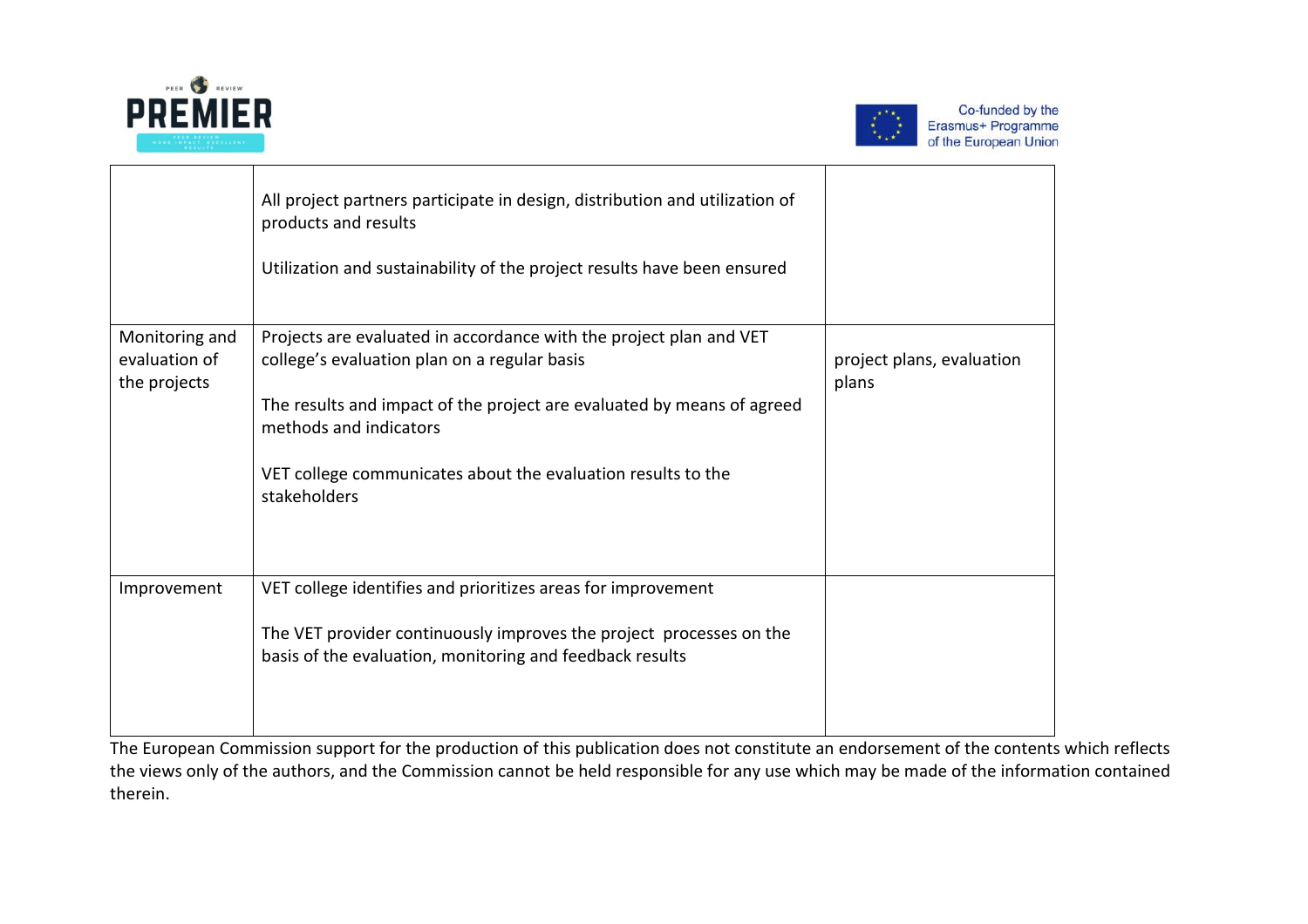| | | |
|---|---|---|
| | All project partners participate in design, distribution and utilization of products and results<br><br>Utilization and sustainability of the project results have been ensured | |
| Monitoring and evaluation of the projects | Projects are evaluated in accordance with the project plan and VET college's evaluation plan on a regular basis<br><br>The results and impact of the project are evaluated by means of agreed methods and indicators<br><br>VET college communicates about the evaluation results to the stakeholders | project plans, evaluation plans |
| Improvement | VET college identifies and prioritizes areas for improvement<br><br>The VET provider continuously improves the project processes on the basis of the evaluation, monitoring and feedback results | |

The European Commission support for the production of this publication does not constitute an endorsement of the contents which reflects the views only of the authors, and the Commission cannot be held responsible for any use which may be made of the information contained therein.